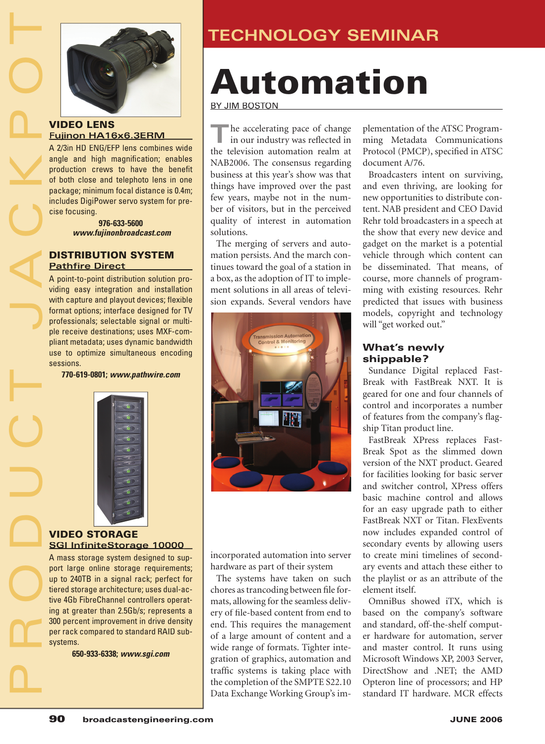# Automation

BY JIM BOSTON

The accelerating pace of change in our industry was reflected in the television automation realm at NAB2006. The consensus regarding business at this year's show was that things have improved over the past few years, maybe not in the number of visitors, but in the perceived quality of interest in automation solutions.

The merging of servers and automation persists. And the march continues toward the goal of a station in a box, as the adoption of IT to implement solutions in all areas of television expands. Several vendors have incorporated automation into server hardware as part of their system

The systems have taken on such chores as trancoding between file formats, allowing for the seamless delivery of file-based content from end to end. This requires the management of a large amount of content and a wide range of formats. Tighter integration of graphics, automation and traffic systems is taking place with the completion of the SMPTE S22.10 Data Exchange Working Group's implementation of the ATSC Programming Metadata Communications Protocol (PMCP), specified in ATSC document A/76.

Broadcasters intent on surviving, and even thriving, are looking for new opportunities to distribute content. NAB president and CEO David Rehr told broadcasters in a speech at the show that every new device and gadget on the market is a potential vehicle through which content can be disseminated. That means, of course, more channels of programming with existing resources. Rehr predicted that issues with business models, copyright and technology will "get worked out."

## What's newly shippable?

Sundance Digital replaced Fast-Break with FastBreak NXT. It is geared for one and four channels of control and incorporates a number of features from the company's flagship Titan product line.

FastBreak XPress replaces Fast-Break Spot as the slimmed down version of the NXT product. Geared for facilities looking for basic server and switcher control, XPress offers basic machine control and allows for an easy upgrade path to either FastBreak NXT or Titan. FlexEvents now includes expanded control of secondary events by allowing users to create mini timelines of secondary events and attach these either to the playlist or as an attribute of the element itself.

OmniBus showed iTX, which is based on the company's software and standard, off-the-shelf computer hardware for automation, server and master control. It runs using Microsoft Windows XP, 2003 Server, DirectShow and .NET; the AMD Opteron line of processors; and HP standard IT hardware. MCR effects

---

# PRODUCT JACKPOT

### VIDEO LENS
**Fujinon HA16x6.3ERM**

A 2/3in HD ENG/EFP lens combines wide angle and high magnification; enables production crews to have the benefit of both close and telephoto lens in one package; minimum focal distance is 0.4m; includes DigiPower servo system for precise focusing.

**976-633-5600**
***www.fujinonbroadcast.com***

### DISTRIBUTION SYSTEM
**Pathfire Direct**

A point-to-point distribution solution providing easy integration and installation with capture and playout devices; flexible format options; interface designed for TV professionals; selectable signal or multiple receive destinations; uses MXF-compliant metadata; uses dynamic bandwidth use to optimize simultaneous encoding sessions.

**770-619-0801; *www.pathwire.com***

### VIDEO STORAGE
**SGI InfiniteStorage 10000**

A mass storage system designed to support large online storage requirements; up to 240TB in a signal rack; perfect for tiered storage architecture; uses dual-active 4Gb FibreChannel controllers operating at greater than 2.5Gb/s; represents a 300 percent improvement in drive density per rack compared to standard RAID subsystems.

**650-933-6338; *www.sgi.com***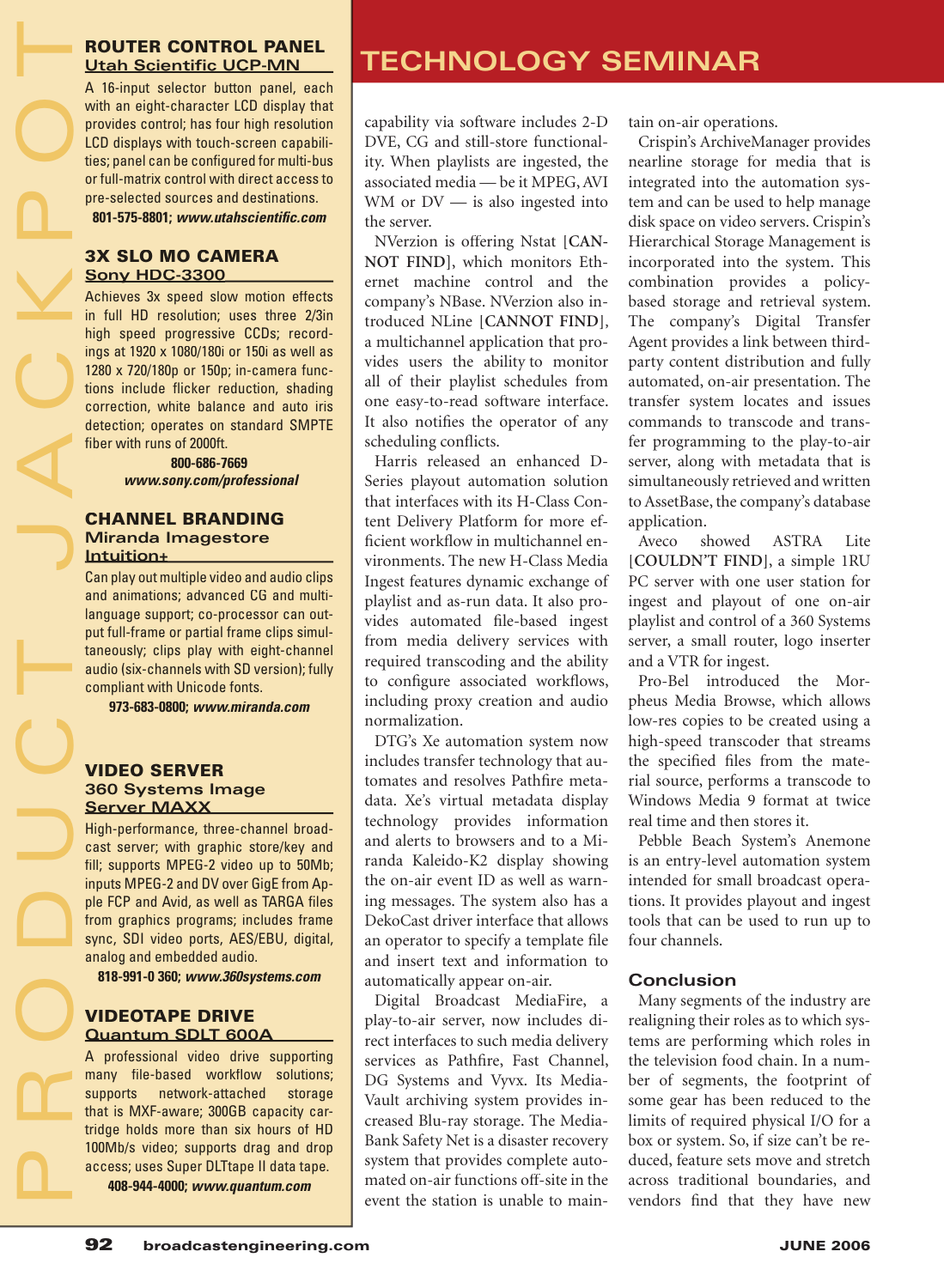# TECHNOLOGY SEMINAR

capability via software includes 2-D DVE, CG and still-store functionality. When playlists are ingested, the associated media — be it MPEG, AVI WM or DV — is also ingested into the server.

NVerzion is offering Nstat [**CANNOT FIND**], which monitors Ethernet machine control and the company's NBase. NVerzion also introduced NLine [**CANNOT FIND**], a multichannel application that provides users the ability to monitor all of their playlist schedules from one easy-to-read software interface. It also notifies the operator of any scheduling conflicts.

Harris released an enhanced D-Series playout automation solution that interfaces with its H-Class Content Delivery Platform for more efficient workflow in multichannel environments. The new H-Class Media Ingest features dynamic exchange of playlist and as-run data. It also provides automated file-based ingest from media delivery services with required transcoding and the ability to configure associated workflows, including proxy creation and audio normalization.

DTG's Xe automation system now includes transfer technology that automates and resolves Pathfire metadata. Xe's virtual metadata display technology provides information and alerts to browsers and to a Miranda Kaleido-K2 display showing the on-air event ID as well as warning messages. The system also has a DekoCast driver interface that allows an operator to specify a template file and insert text and information to automatically appear on-air.

Digital Broadcast MediaFire, a play-to-air server, now includes direct interfaces to such media delivery services as Pathfire, Fast Channel, DG Systems and Vyvx. Its MediaVault archiving system provides increased Blu-ray storage. The MediaBank Safety Net is a disaster recovery system that provides complete automated on-air functions off-site in the event the station is unable to maintain on-air operations.

Crispin's ArchiveManager provides nearline storage for media that is integrated into the automation system and can be used to help manage disk space on video servers. Crispin's Hierarchical Storage Management is incorporated into the system. This combination provides a policy-based storage and retrieval system. The company's Digital Transfer Agent provides a link between third-party content distribution and fully automated, on-air presentation. The transfer system locates and issues commands to transcode and transfer programming to the play-to-air server, along with metadata that is simultaneously retrieved and written to AssetBase, the company's database application.

Aveco showed ASTRA Lite [**COULDN'T FIND**], a simple 1RU PC server with one user station for ingest and playout of one on-air playlist and control of a 360 Systems server, a small router, logo inserter and a VTR for ingest.

Pro-Bel introduced the Morpheus Media Browse, which allows low-res copies to be created using a high-speed transcoder that streams the specified files from the material source, performs a transcode to Windows Media 9 format at twice real time and then stores it.

Pebble Beach System's Anemone is an entry-level automation system intended for small broadcast operations. It provides playout and ingest tools that can be used to run up to four channels.

## Conclusion

Many segments of the industry are realigning their roles as to which systems are performing which roles in the television food chain. In a number of segments, the footprint of some gear has been reduced to the limits of required physical I/O for a box or system. So, if size can't be reduced, feature sets move and stretch across traditional boundaries, and vendors find that they have new

---

# PRODUCT JACKPOT

### ROUTER CONTROL PANEL
**Utah Scientific UCP-MN**

A 16-input selector button panel, each with an eight-character LCD display that provides control; has four high resolution LCD displays with touch-screen capabilities; panel can be configured for multi-bus or full-matrix control with direct access to pre-selected sources and destinations.

**801-575-8801; *www.utahscientific.com***

### 3X SLO MO CAMERA
**Sony HDC-3300**

Achieves 3x speed slow motion effects in full HD resolution; uses three 2/3in high speed progressive CCDs; recordings at 1920 x 1080/180i or 150i as well as 1280 x 720/180p or 150p; in-camera functions include flicker reduction, shading correction, white balance and auto iris detection; operates on standard SMPTE fiber with runs of 2000ft.

**800-686-7669**
***www.sony.com/professional***

### CHANNEL BRANDING
**Miranda Imagestore Intuition+**

Can play out multiple video and audio clips and animations; advanced CG and multi-language support; co-processor can output full-frame or partial frame clips simultaneously; clips play with eight-channel audio (six-channels with SD version); fully compliant with Unicode fonts.

**973-683-0800; *www.miranda.com***

### VIDEO SERVER
**360 Systems Image Server MAXX**

High-performance, three-channel broadcast server; with graphic store/key and fill; supports MPEG-2 video up to 50Mb; inputs MPEG-2 and DV over GigE from Apple FCP and Avid, as well as TARGA files from graphics programs; includes frame sync, SDI video ports, AES/EBU, digital, analog and embedded audio.

**818-991-0 360; *www.360systems.com***

### VIDEOTAPE DRIVE
**Quantum SDLT 600A**

A professional video drive supporting many file-based workflow solutions; supports network-attached storage that is MXF-aware; 300GB capacity cartridge holds more than six hours of HD 100Mb/s video; supports drag and drop access; uses Super DLTtape II data tape.

**408-944-4000; *www.quantum.com***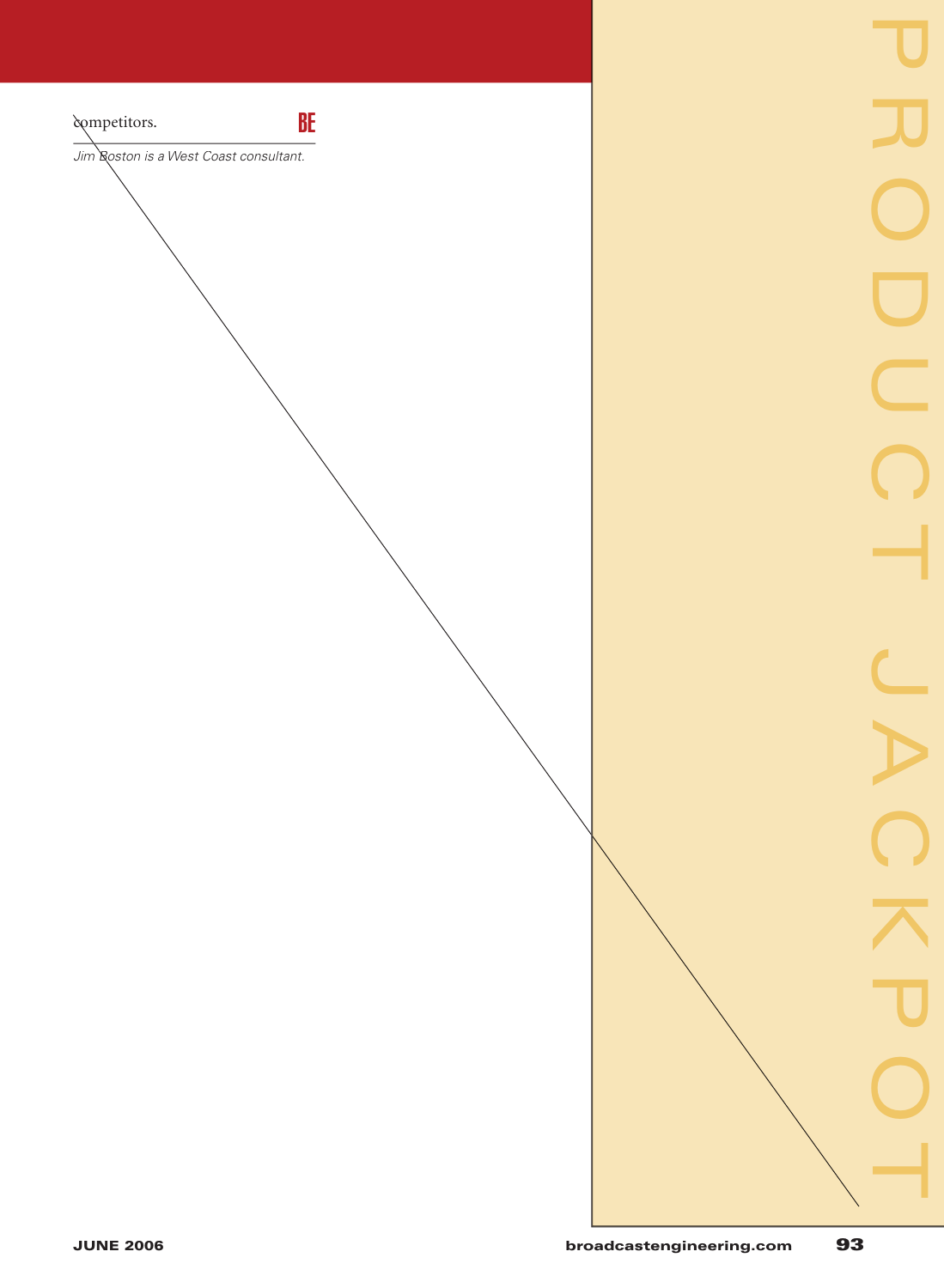competitors. **BE**

---

*Jim Boston is a West Coast consultant.*

PRODUCT JACKPOT